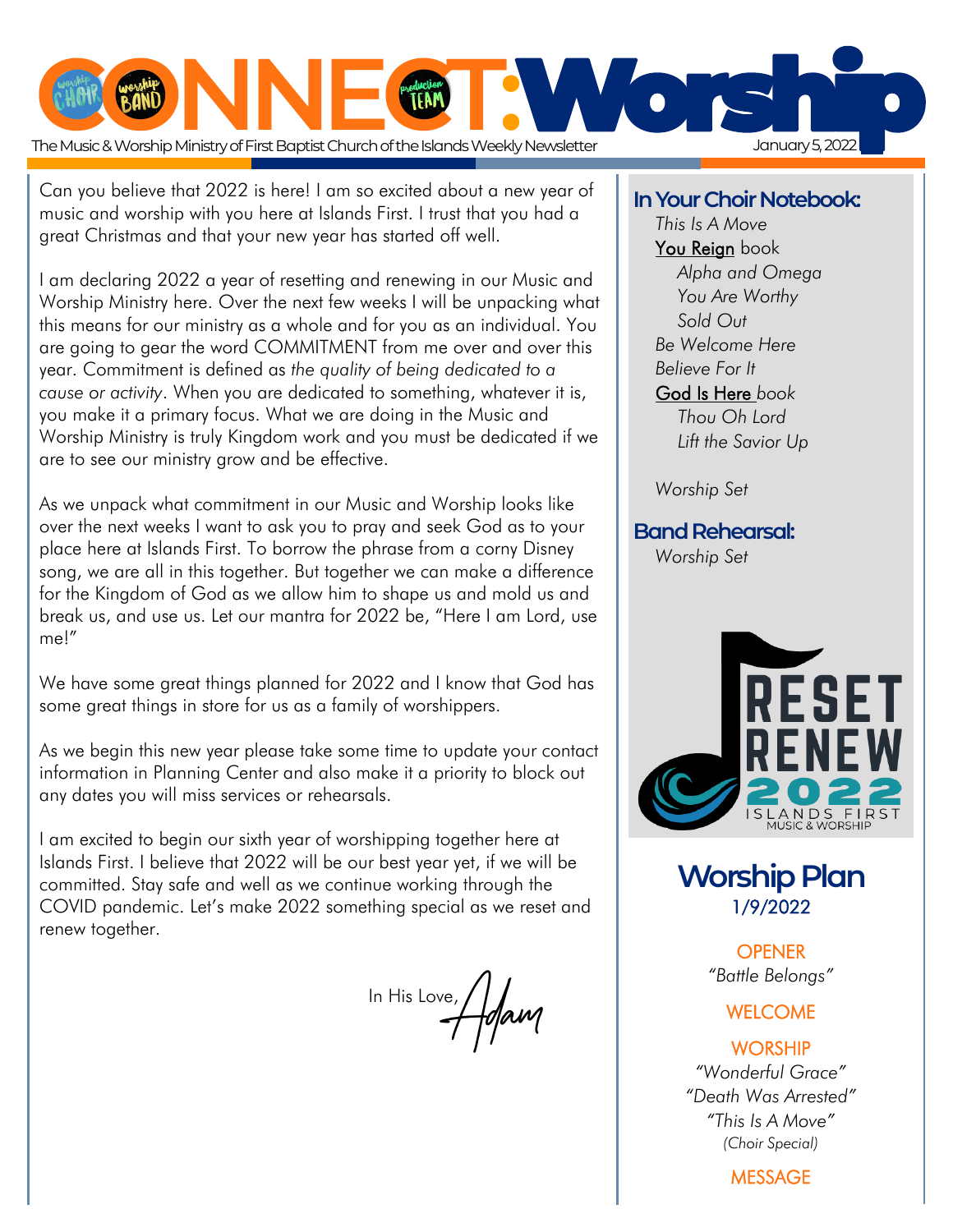# CONNECT: Worship

The Music & Worship Ministry of First Baptist Church of the Islands Weekly Newsletter

January 5, 2022

Can you believe that 2022 is here! I am so excited about a new year of music and worship with you here at Islands First. I trust that you had a great Christmas and that your new year has started off well.

I am declaring 2022 a year of resetting and renewing in our Music and Worship Ministry here. Over the next few weeks I will be unpacking what this means for our ministry as a whole and for you as an individual. You are going to gear the word COMMITMENT from me over and over this year. Commitment is defined as *the quality of being dedicated to a cause or activity*. When you are dedicated to something, whatever it is, you make it a primary focus. What we are doing in the Music and Worship Ministry is truly Kingdom work and you must be dedicated if we are to see our ministry grow and be effective.

As we unpack what commitment in our Music and Worship looks like over the next weeks I want to ask you to pray and seek God as to your place here at Islands First. To borrow the phrase from a corny Disney song, we are all in this together. But together we can make a difference for the Kingdom of God as we allow him to shape us and mold us and break us, and use us. Let our mantra for 2022 be, "Here I am Lord, use me!"

We have some great things planned for 2022 and I know that God has some great things in store for us as a family of worshippers.

As we begin this new year please take some time to update your contact information in Planning Center and also make it a priority to block out any dates you will miss services or rehearsals.

I am excited to begin our sixth year of worshipping together here at Islands First. I believe that 2022 will be our best year yet, if we will be committed. Stay safe and well as we continue working through the COVID pandemic. Let's make 2022 something special as we reset and renew together.

In His Love,
Adam

## In Your Choir Notebook:

*This Is A Move*

You Reign book
- *Alpha and Omega*
- *You Are Worthy*
- *Sold Out*

*Be Welcome Here*

*Believe For It*

God Is Here *book*
- *Thou Oh Lord*
- *Lift the Savior Up*

*Worship Set*

## Band Rehearsal:

*Worship Set*

RESET RENEW 2022 ISLANDS FIRST MUSIC & WORSHIP

## Worship Plan
1/9/2022

OPENER
*"Battle Belongs"*

WELCOME

WORSHIP
*"Wonderful Grace"*
*"Death Was Arrested"*
*"This Is A Move"*
*(Choir Special)*

MESSAGE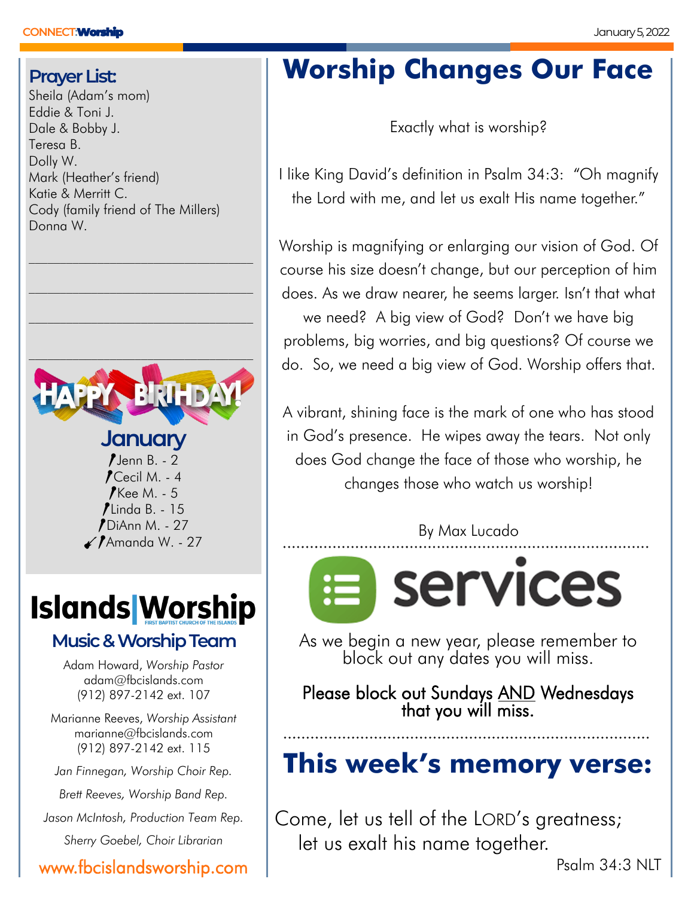## Prayer List:

Sheila (Adam's mom)
Eddie & Toni J.
Dale & Bobby J.
Teresa B.
Dolly W.
Mark (Heather's friend)
Katie & Merritt C.
Cody (family friend of The Millers)
Donna W.

HAPPY BIRTHDAY!

### January

Jenn B. - 2
Cecil M. - 4
Kee M. - 5
Linda B. - 15
DiAnn M. - 27
Amanda W. - 27

## Islands|Worship

FIRST BAPTIST CHURCH OF THE ISLANDS

### Music & Worship Team

Adam Howard, *Worship Pastor*
adam@fbcislands.com
(912) 897-2142 ext. 107

Marianne Reeves, *Worship Assistant*
marianne@fbcislands.com
(912) 897-2142 ext. 115

*Jan Finnegan, Worship Choir Rep.*

*Brett Reeves, Worship Band Rep.*

*Jason McIntosh, Production Team Rep.*

*Sherry Goebel, Choir Librarian*

www.fbcislandsworship.com

# Worship Changes Our Face

Exactly what is worship?

I like King David's definition in Psalm 34:3: "Oh magnify the Lord with me, and let us exalt His name together."

Worship is magnifying or enlarging our vision of God. Of course his size doesn't change, but our perception of him does. As we draw nearer, he seems larger. Isn't that what we need? A big view of God? Don't we have big problems, big worries, and big questions? Of course we do. So, we need a big view of God. Worship offers that.

A vibrant, shining face is the mark of one who has stood in God's presence. He wipes away the tears. Not only does God change the face of those who worship, he changes those who watch us worship!

By Max Lucado

## services

As we begin a new year, please remember to block out any dates you will miss.

Please block out Sundays AND Wednesdays that you will miss.

# This week's memory verse:

Come, let us tell of the LORD's greatness;
let us exalt his name together.

Psalm 34:3 NLT